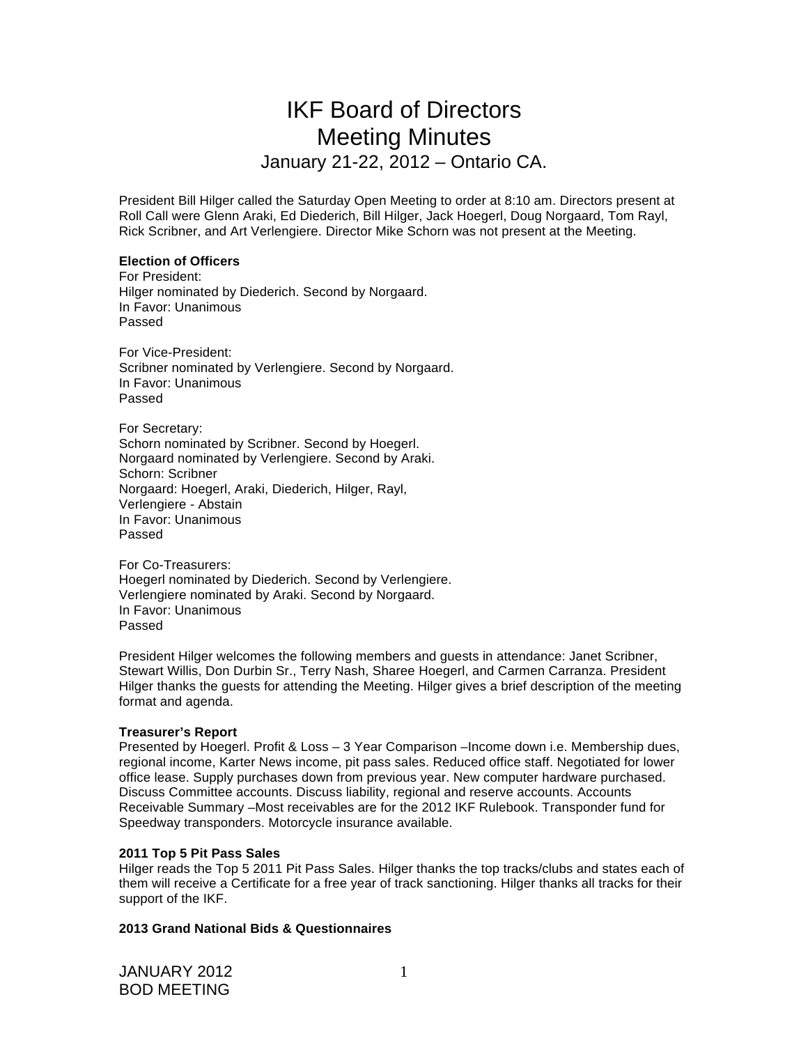# IKF Board of Directors
# Meeting Minutes
## January 21-22, 2012 – Ontario CA.

President Bill Hilger called the Saturday Open Meeting to order at 8:10 am. Directors present at Roll Call were Glenn Araki, Ed Diederich, Bill Hilger, Jack Hoegerl, Doug Norgaard, Tom Rayl, Rick Scribner, and Art Verlengiere. Director Mike Schorn was not present at the Meeting.

**Election of Officers**

For President:
Hilger nominated by Diederich. Second by Norgaard.
In Favor: Unanimous
Passed

For Vice-President:
Scribner nominated by Verlengiere. Second by Norgaard.
In Favor: Unanimous
Passed

For Secretary:
Schorn nominated by Scribner. Second by Hoegerl.
Norgaard nominated by Verlengiere. Second by Araki.
Schorn: Scribner
Norgaard: Hoegerl, Araki, Diederich, Hilger, Rayl,
Verlengiere - Abstain
In Favor: Unanimous
Passed

For Co-Treasurers:
Hoegerl nominated by Diederich. Second by Verlengiere.
Verlengiere nominated by Araki. Second by Norgaard.
In Favor: Unanimous
Passed

President Hilger welcomes the following members and guests in attendance: Janet Scribner, Stewart Willis, Don Durbin Sr., Terry Nash, Sharee Hoegerl, and Carmen Carranza. President Hilger thanks the guests for attending the Meeting. Hilger gives a brief description of the meeting format and agenda.

**Treasurer's Report**

Presented by Hoegerl. Profit & Loss – 3 Year Comparison –Income down i.e. Membership dues, regional income, Karter News income, pit pass sales. Reduced office staff. Negotiated for lower office lease. Supply purchases down from previous year. New computer hardware purchased. Discuss Committee accounts. Discuss liability, regional and reserve accounts. Accounts Receivable Summary –Most receivables are for the 2012 IKF Rulebook. Transponder fund for Speedway transponders. Motorcycle insurance available.

**2011 Top 5 Pit Pass Sales**

Hilger reads the Top 5 2011 Pit Pass Sales. Hilger thanks the top tracks/clubs and states each of them will receive a Certificate for a free year of track sanctioning. Hilger thanks all tracks for their support of the IKF.

**2013 Grand National Bids & Questionnaires**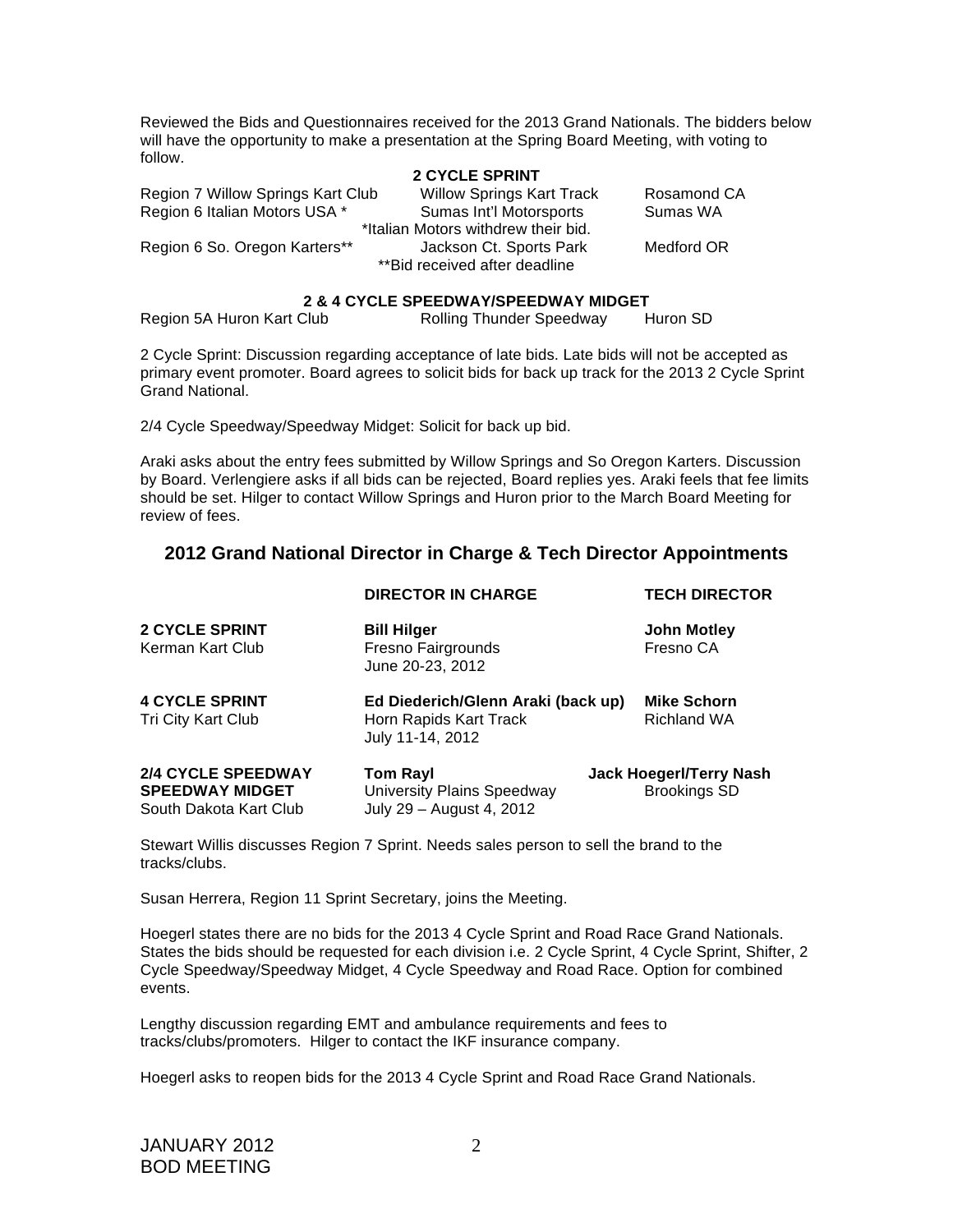Reviewed the Bids and Questionnaires received for the 2013 Grand Nationals. The bidders below will have the opportunity to make a presentation at the Spring Board Meeting, with voting to follow.

**2 CYCLE SPRINT**

| | | |
|---|---|---|
| Region 7 Willow Springs Kart Club | Willow Springs Kart Track | Rosamond CA |
| Region 6 Italian Motors USA * | Sumas Int'l Motorsports | Sumas WA |
| | *Italian Motors withdrew their bid. | |
| Region 6 So. Oregon Karters** | Jackson Ct. Sports Park | Medford OR |
| | **Bid received after deadline | |

**2 & 4 CYCLE SPEEDWAY/SPEEDWAY MIDGET**

| | | |
|---|---|---|
| Region 5A Huron Kart Club | Rolling Thunder Speedway | Huron SD |

2 Cycle Sprint: Discussion regarding acceptance of late bids. Late bids will not be accepted as primary event promoter. Board agrees to solicit bids for back up track for the 2013 2 Cycle Sprint Grand National.

2/4 Cycle Speedway/Speedway Midget: Solicit for back up bid.

Araki asks about the entry fees submitted by Willow Springs and So Oregon Karters. Discussion by Board. Verlengiere asks if all bids can be rejected, Board replies yes. Araki feels that fee limits should be set. Hilger to contact Willow Springs and Huron prior to the March Board Meeting for review of fees.

## 2012 Grand National Director in Charge & Tech Director Appointments

| | DIRECTOR IN CHARGE | TECH DIRECTOR |
|---|---|---|
| **2 CYCLE SPRINT**<br>Kerman Kart Club | **Bill Hilger**<br>Fresno Fairgrounds<br>June 20-23, 2012 | **John Motley**<br>Fresno CA |
| **4 CYCLE SPRINT**<br>Tri City Kart Club | **Ed Diederich/Glenn Araki (back up)**<br>Horn Rapids Kart Track<br>July 11-14, 2012 | **Mike Schorn**<br>Richland WA |
| **2/4 CYCLE SPEEDWAY**<br>**SPEEDWAY MIDGET**<br>South Dakota Kart Club | **Tom Rayl**<br>University Plains Speedway<br>July 29 – August 4, 2012 | **Jack Hoegerl/Terry Nash**<br>Brookings SD |

Stewart Willis discusses Region 7 Sprint. Needs sales person to sell the brand to the tracks/clubs.

Susan Herrera, Region 11 Sprint Secretary, joins the Meeting.

Hoegerl states there are no bids for the 2013 4 Cycle Sprint and Road Race Grand Nationals. States the bids should be requested for each division i.e. 2 Cycle Sprint, 4 Cycle Sprint, Shifter, 2 Cycle Speedway/Speedway Midget, 4 Cycle Speedway and Road Race. Option for combined events.

Lengthy discussion regarding EMT and ambulance requirements and fees to tracks/clubs/promoters. Hilger to contact the IKF insurance company.

Hoegerl asks to reopen bids for the 2013 4 Cycle Sprint and Road Race Grand Nationals.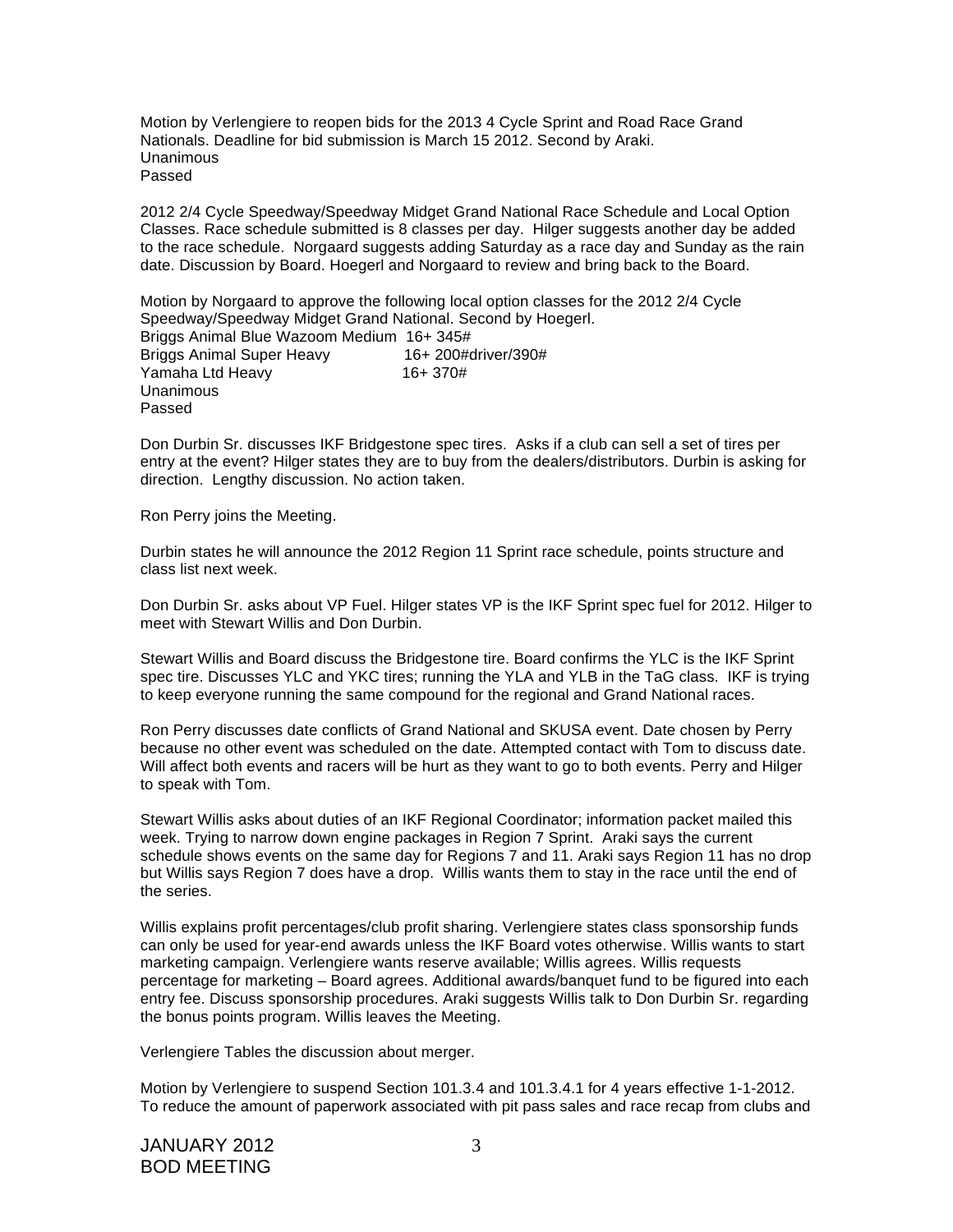Motion by Verlengiere to reopen bids for the 2013 4 Cycle Sprint and Road Race Grand Nationals. Deadline for bid submission is March 15 2012. Second by Araki.
Unanimous
Passed

2012 2/4 Cycle Speedway/Speedway Midget Grand National Race Schedule and Local Option Classes. Race schedule submitted is 8 classes per day. Hilger suggests another day be added to the race schedule. Norgaard suggests adding Saturday as a race day and Sunday as the rain date. Discussion by Board. Hoegerl and Norgaard to review and bring back to the Board.

Motion by Norgaard to approve the following local option classes for the 2012 2/4 Cycle Speedway/Speedway Midget Grand National. Second by Hoegerl.

| | |
|---|---|
| Briggs Animal Blue Wazoom Medium | 16+ 345# |
| Briggs Animal Super Heavy | 16+ 200#driver/390# |
| Yamaha Ltd Heavy | 16+ 370# |

Unanimous
Passed

Don Durbin Sr. discusses IKF Bridgestone spec tires. Asks if a club can sell a set of tires per entry at the event? Hilger states they are to buy from the dealers/distributors. Durbin is asking for direction. Lengthy discussion. No action taken.

Ron Perry joins the Meeting.

Durbin states he will announce the 2012 Region 11 Sprint race schedule, points structure and class list next week.

Don Durbin Sr. asks about VP Fuel. Hilger states VP is the IKF Sprint spec fuel for 2012. Hilger to meet with Stewart Willis and Don Durbin.

Stewart Willis and Board discuss the Bridgestone tire. Board confirms the YLC is the IKF Sprint spec tire. Discusses YLC and YKC tires; running the YLA and YLB in the TaG class. IKF is trying to keep everyone running the same compound for the regional and Grand National races.

Ron Perry discusses date conflicts of Grand National and SKUSA event. Date chosen by Perry because no other event was scheduled on the date. Attempted contact with Tom to discuss date. Will affect both events and racers will be hurt as they want to go to both events. Perry and Hilger to speak with Tom.

Stewart Willis asks about duties of an IKF Regional Coordinator; information packet mailed this week. Trying to narrow down engine packages in Region 7 Sprint. Araki says the current schedule shows events on the same day for Regions 7 and 11. Araki says Region 11 has no drop but Willis says Region 7 does have a drop. Willis wants them to stay in the race until the end of the series.

Willis explains profit percentages/club profit sharing. Verlengiere states class sponsorship funds can only be used for year-end awards unless the IKF Board votes otherwise. Willis wants to start marketing campaign. Verlengiere wants reserve available; Willis agrees. Willis requests percentage for marketing – Board agrees. Additional awards/banquet fund to be figured into each entry fee. Discuss sponsorship procedures. Araki suggests Willis talk to Don Durbin Sr. regarding the bonus points program. Willis leaves the Meeting.

Verlengiere Tables the discussion about merger.

Motion by Verlengiere to suspend Section 101.3.4 and 101.3.4.1 for 4 years effective 1-1-2012. To reduce the amount of paperwork associated with pit pass sales and race recap from clubs and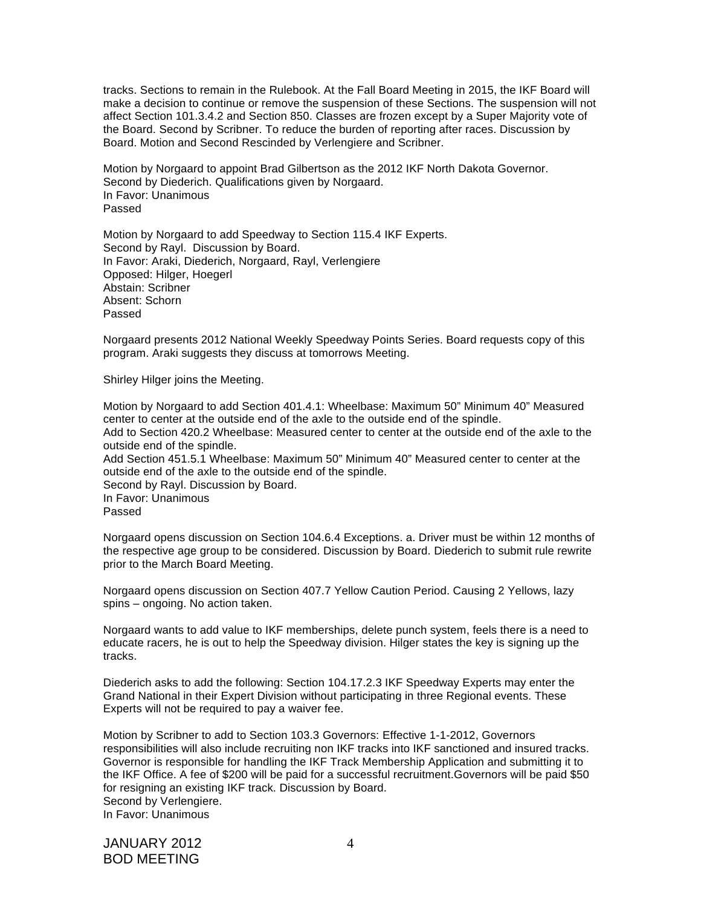tracks. Sections to remain in the Rulebook. At the Fall Board Meeting in 2015, the IKF Board will make a decision to continue or remove the suspension of these Sections. The suspension will not affect Section 101.3.4.2 and Section 850. Classes are frozen except by a Super Majority vote of the Board. Second by Scribner. To reduce the burden of reporting after races. Discussion by Board. Motion and Second Rescinded by Verlengiere and Scribner.

Motion by Norgaard to appoint Brad Gilbertson as the 2012 IKF North Dakota Governor.
Second by Diederich. Qualifications given by Norgaard.
In Favor: Unanimous
Passed

Motion by Norgaard to add Speedway to Section 115.4 IKF Experts.
Second by Rayl. Discussion by Board.
In Favor: Araki, Diederich, Norgaard, Rayl, Verlengiere
Opposed: Hilger, Hoegerl
Abstain: Scribner
Absent: Schorn
Passed

Norgaard presents 2012 National Weekly Speedway Points Series. Board requests copy of this program. Araki suggests they discuss at tomorrows Meeting.

Shirley Hilger joins the Meeting.

Motion by Norgaard to add Section 401.4.1: Wheelbase: Maximum 50" Minimum 40" Measured center to center at the outside end of the axle to the outside end of the spindle.
Add to Section 420.2 Wheelbase: Measured center to center at the outside end of the axle to the outside end of the spindle.
Add Section 451.5.1 Wheelbase: Maximum 50" Minimum 40" Measured center to center at the outside end of the axle to the outside end of the spindle.
Second by Rayl. Discussion by Board.
In Favor: Unanimous
Passed

Norgaard opens discussion on Section 104.6.4 Exceptions. a. Driver must be within 12 months of the respective age group to be considered. Discussion by Board. Diederich to submit rule rewrite prior to the March Board Meeting.

Norgaard opens discussion on Section 407.7 Yellow Caution Period. Causing 2 Yellows, lazy spins – ongoing. No action taken.

Norgaard wants to add value to IKF memberships, delete punch system, feels there is a need to educate racers, he is out to help the Speedway division. Hilger states the key is signing up the tracks.

Diederich asks to add the following: Section 104.17.2.3 IKF Speedway Experts may enter the Grand National in their Expert Division without participating in three Regional events. These Experts will not be required to pay a waiver fee.

Motion by Scribner to add to Section 103.3 Governors: Effective 1-1-2012, Governors responsibilities will also include recruiting non IKF tracks into IKF sanctioned and insured tracks. Governor is responsible for handling the IKF Track Membership Application and submitting it to the IKF Office. A fee of $200 will be paid for a successful recruitment.Governors will be paid $50 for resigning an existing IKF track. Discussion by Board.
Second by Verlengiere.
In Favor: Unanimous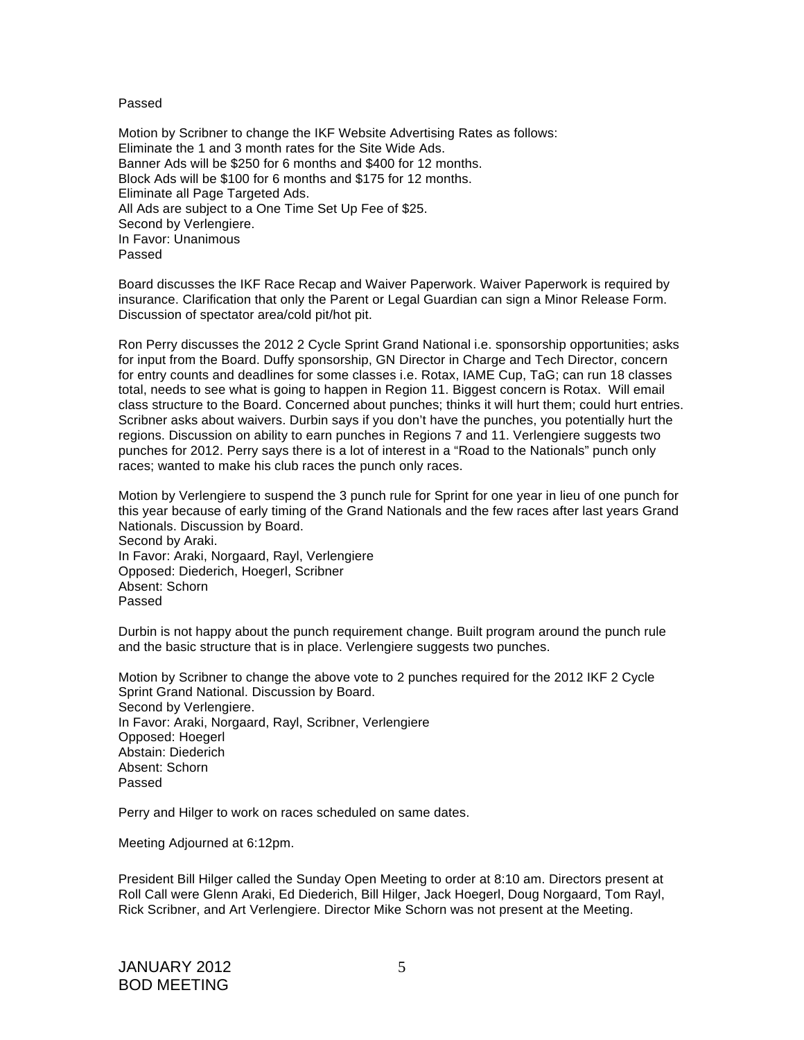Passed

Motion by Scribner to change the IKF Website Advertising Rates as follows:
Eliminate the 1 and 3 month rates for the Site Wide Ads.
Banner Ads will be $250 for 6 months and $400 for 12 months.
Block Ads will be $100 for 6 months and $175 for 12 months.
Eliminate all Page Targeted Ads.
All Ads are subject to a One Time Set Up Fee of $25.
Second by Verlengiere.
In Favor: Unanimous
Passed

Board discusses the IKF Race Recap and Waiver Paperwork. Waiver Paperwork is required by insurance. Clarification that only the Parent or Legal Guardian can sign a Minor Release Form. Discussion of spectator area/cold pit/hot pit.

Ron Perry discusses the 2012 2 Cycle Sprint Grand National i.e. sponsorship opportunities; asks for input from the Board. Duffy sponsorship, GN Director in Charge and Tech Director, concern for entry counts and deadlines for some classes i.e. Rotax, IAME Cup, TaG; can run 18 classes total, needs to see what is going to happen in Region 11. Biggest concern is Rotax. Will email class structure to the Board. Concerned about punches; thinks it will hurt them; could hurt entries. Scribner asks about waivers. Durbin says if you don't have the punches, you potentially hurt the regions. Discussion on ability to earn punches in Regions 7 and 11. Verlengiere suggests two punches for 2012. Perry says there is a lot of interest in a "Road to the Nationals" punch only races; wanted to make his club races the punch only races.

Motion by Verlengiere to suspend the 3 punch rule for Sprint for one year in lieu of one punch for this year because of early timing of the Grand Nationals and the few races after last years Grand Nationals. Discussion by Board.
Second by Araki.
In Favor: Araki, Norgaard, Rayl, Verlengiere
Opposed: Diederich, Hoegerl, Scribner
Absent: Schorn
Passed

Durbin is not happy about the punch requirement change. Built program around the punch rule and the basic structure that is in place. Verlengiere suggests two punches.

Motion by Scribner to change the above vote to 2 punches required for the 2012 IKF 2 Cycle Sprint Grand National. Discussion by Board.
Second by Verlengiere.
In Favor: Araki, Norgaard, Rayl, Scribner, Verlengiere
Opposed: Hoegerl
Abstain: Diederich
Absent: Schorn
Passed

Perry and Hilger to work on races scheduled on same dates.

Meeting Adjourned at 6:12pm.

President Bill Hilger called the Sunday Open Meeting to order at 8:10 am. Directors present at Roll Call were Glenn Araki, Ed Diederich, Bill Hilger, Jack Hoegerl, Doug Norgaard, Tom Rayl, Rick Scribner, and Art Verlengiere. Director Mike Schorn was not present at the Meeting.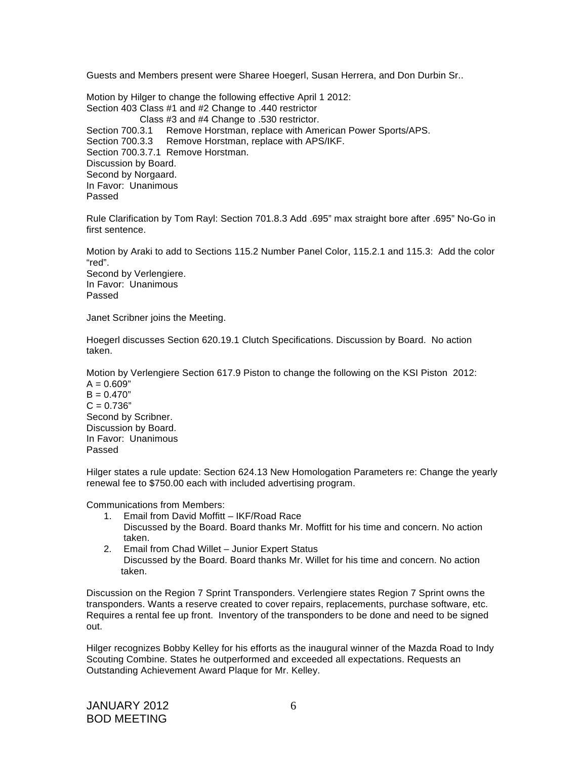Guests and Members present were Sharee Hoegerl, Susan Herrera, and Don Durbin Sr..

Motion by Hilger to change the following effective April 1 2012:
Section 403 Class #1 and #2 Change to .440 restrictor
Class #3 and #4 Change to .530 restrictor.
Section 700.3.1 Remove Horstman, replace with American Power Sports/APS.
Section 700.3.3 Remove Horstman, replace with APS/IKF.
Section 700.3.7.1 Remove Horstman.
Discussion by Board.
Second by Norgaard.
In Favor: Unanimous
Passed

Rule Clarification by Tom Rayl: Section 701.8.3 Add .695" max straight bore after .695" No-Go in first sentence.

Motion by Araki to add to Sections 115.2 Number Panel Color, 115.2.1 and 115.3: Add the color "red".
Second by Verlengiere.
In Favor: Unanimous
Passed

Janet Scribner joins the Meeting.

Hoegerl discusses Section 620.19.1 Clutch Specifications. Discussion by Board. No action taken.

Motion by Verlengiere Section 617.9 Piston to change the following on the KSI Piston 2012:
A = 0.609"
B = 0.470"
C = 0.736"
Second by Scribner.
Discussion by Board.
In Favor: Unanimous
Passed

Hilger states a rule update: Section 624.13 New Homologation Parameters re: Change the yearly renewal fee to $750.00 each with included advertising program.

Communications from Members:

1. Email from David Moffitt – IKF/Road Race
   Discussed by the Board. Board thanks Mr. Moffitt for his time and concern. No action taken.
2. Email from Chad Willet – Junior Expert Status
   Discussed by the Board. Board thanks Mr. Willet for his time and concern. No action taken.

Discussion on the Region 7 Sprint Transponders. Verlengiere states Region 7 Sprint owns the transponders. Wants a reserve created to cover repairs, replacements, purchase software, etc. Requires a rental fee up front. Inventory of the transponders to be done and need to be signed out.

Hilger recognizes Bobby Kelley for his efforts as the inaugural winner of the Mazda Road to Indy Scouting Combine. States he outperformed and exceeded all expectations. Requests an Outstanding Achievement Award Plaque for Mr. Kelley.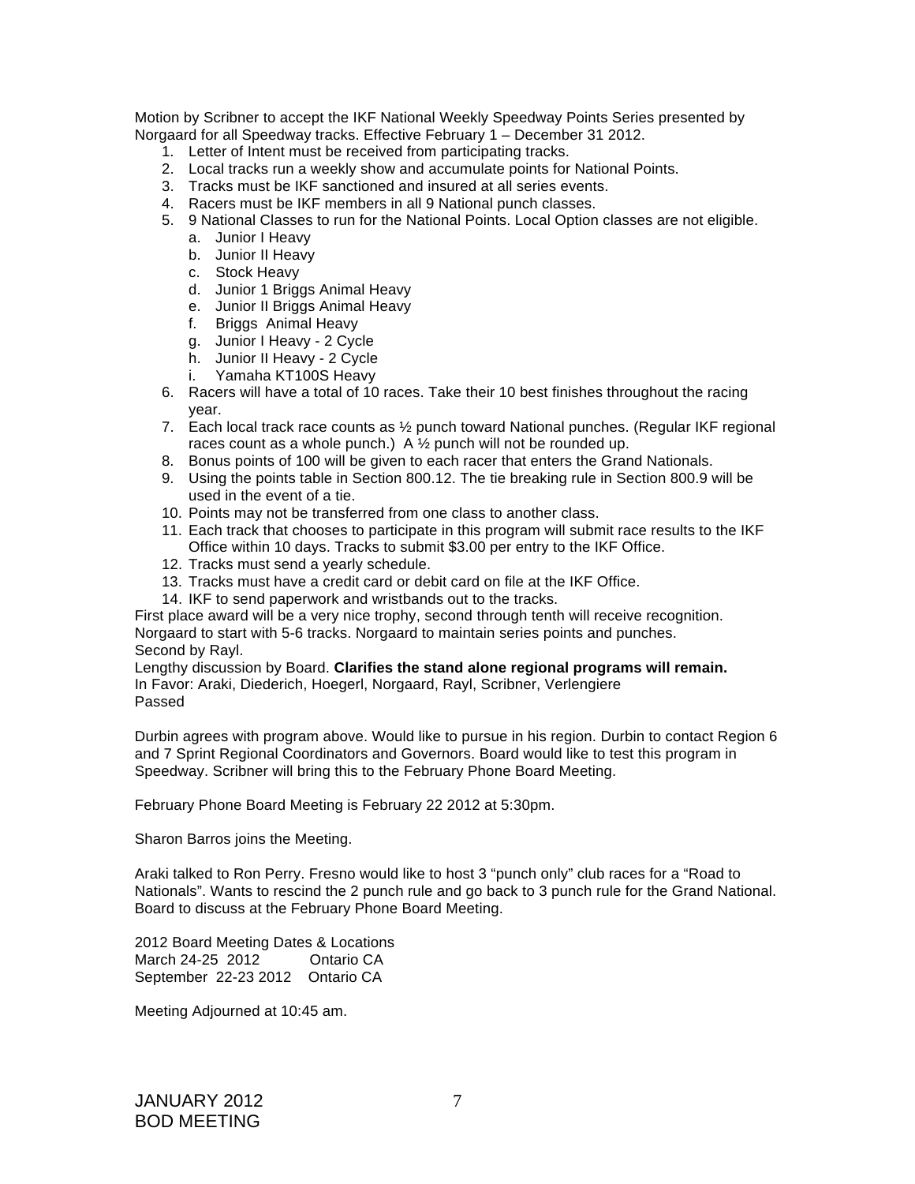Motion by Scribner to accept the IKF National Weekly Speedway Points Series presented by Norgaard for all Speedway tracks. Effective February 1 – December 31 2012.

1. Letter of Intent must be received from participating tracks.
2. Local tracks run a weekly show and accumulate points for National Points.
3. Tracks must be IKF sanctioned and insured at all series events.
4. Racers must be IKF members in all 9 National punch classes.
5. 9 National Classes to run for the National Points. Local Option classes are not eligible.
   a. Junior I Heavy
   b. Junior II Heavy
   c. Stock Heavy
   d. Junior 1 Briggs Animal Heavy
   e. Junior II Briggs Animal Heavy
   f. Briggs Animal Heavy
   g. Junior I Heavy - 2 Cycle
   h. Junior II Heavy - 2 Cycle
   i. Yamaha KT100S Heavy
6. Racers will have a total of 10 races. Take their 10 best finishes throughout the racing year.
7. Each local track race counts as ½ punch toward National punches. (Regular IKF regional races count as a whole punch.) A ½ punch will not be rounded up.
8. Bonus points of 100 will be given to each racer that enters the Grand Nationals.
9. Using the points table in Section 800.12. The tie breaking rule in Section 800.9 will be used in the event of a tie.
10. Points may not be transferred from one class to another class.
11. Each track that chooses to participate in this program will submit race results to the IKF Office within 10 days. Tracks to submit $3.00 per entry to the IKF Office.
12. Tracks must send a yearly schedule.
13. Tracks must have a credit card or debit card on file at the IKF Office.
14. IKF to send paperwork and wristbands out to the tracks.

First place award will be a very nice trophy, second through tenth will receive recognition.
Norgaard to start with 5-6 tracks. Norgaard to maintain series points and punches.
Second by Rayl.
Lengthy discussion by Board. **Clarifies the stand alone regional programs will remain.**
In Favor: Araki, Diederich, Hoegerl, Norgaard, Rayl, Scribner, Verlengiere
Passed

Durbin agrees with program above. Would like to pursue in his region. Durbin to contact Region 6 and 7 Sprint Regional Coordinators and Governors. Board would like to test this program in Speedway. Scribner will bring this to the February Phone Board Meeting.

February Phone Board Meeting is February 22 2012 at 5:30pm.

Sharon Barros joins the Meeting.

Araki talked to Ron Perry. Fresno would like to host 3 "punch only" club races for a "Road to Nationals". Wants to rescind the 2 punch rule and go back to 3 punch rule for the Grand National. Board to discuss at the February Phone Board Meeting.

2012 Board Meeting Dates & Locations
March 24-25 2012 Ontario CA
September 22-23 2012 Ontario CA

Meeting Adjourned at 10:45 am.